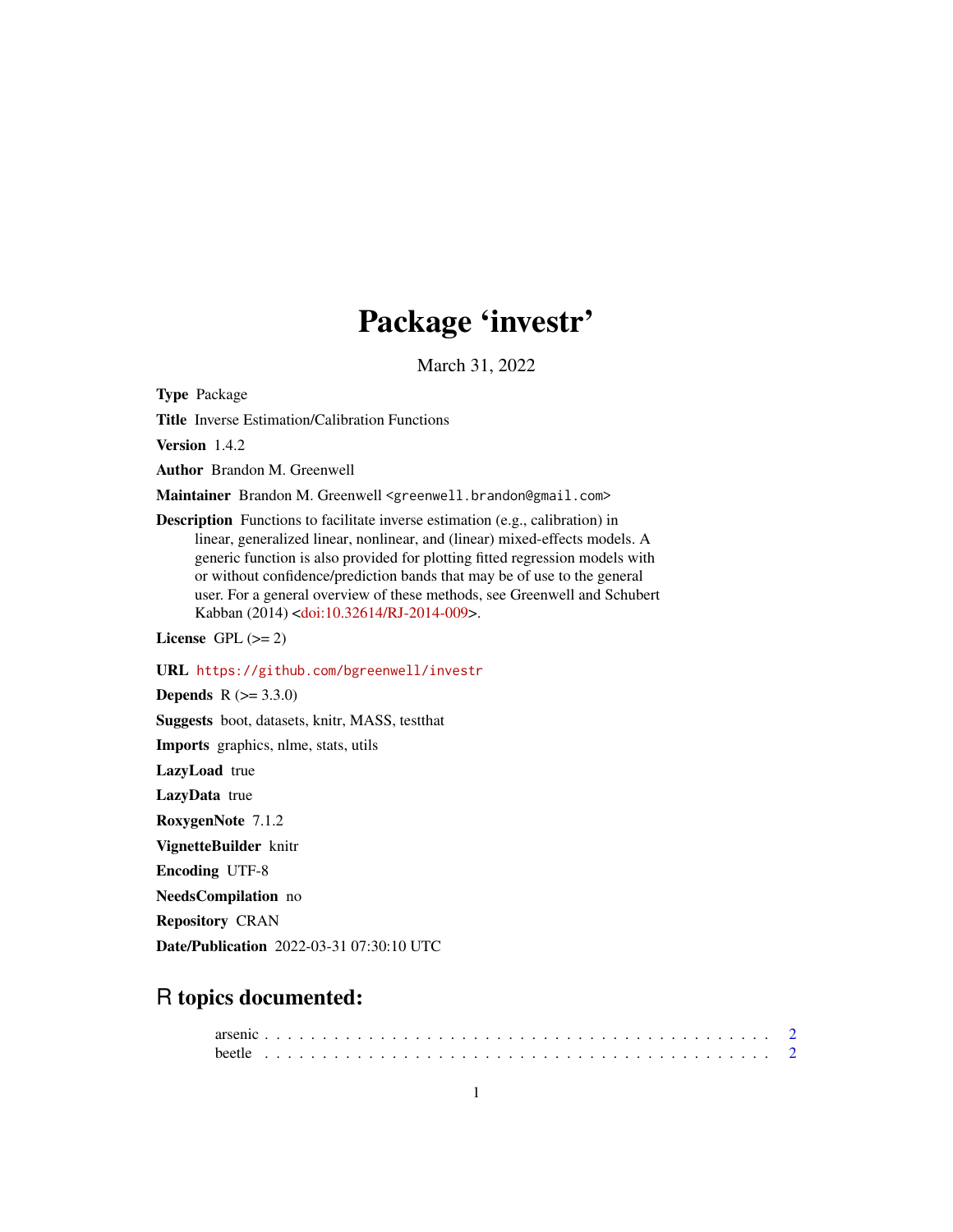# Package 'investr'

March 31, 2022

**Type** Package

**Title** Inverse Estimation/Calibration Functions

**Version** 1.4.2

**Author** Brandon M. Greenwell

**Maintainer** Brandon M. Greenwell <greenwell.brandon@gmail.com>

**Description** Functions to facilitate inverse estimation (e.g., calibration) in linear, generalized linear, nonlinear, and (linear) mixed-effects models. A generic function is also provided for plotting fitted regression models with or without confidence/prediction bands that may be of use to the general user. For a general overview of these methods, see Greenwell and Schubert Kabban (2014) <doi:10.32614/RJ-2014-009>.

**License** GPL (>= 2)

**URL** https://github.com/bgreenwell/investr

**Depends** R (>= 3.3.0)

**Suggests** boot, datasets, knitr, MASS, testthat

**Imports** graphics, nlme, stats, utils

**LazyLoad** true

**LazyData** true

**RoxygenNote** 7.1.2

**VignetteBuilder** knitr

**Encoding** UTF-8

**NeedsCompilation** no

**Repository** CRAN

**Date/Publication** 2022-03-31 07:30:10 UTC

## R topics documented:

arsenic . . . . . . . . . . . . . . . . . . . . . . . . . . . . . . . . . . . . . . . . . . 2
beetle . . . . . . . . . . . . . . . . . . . . . . . . . . . . . . . . . . . . . . . . . . 2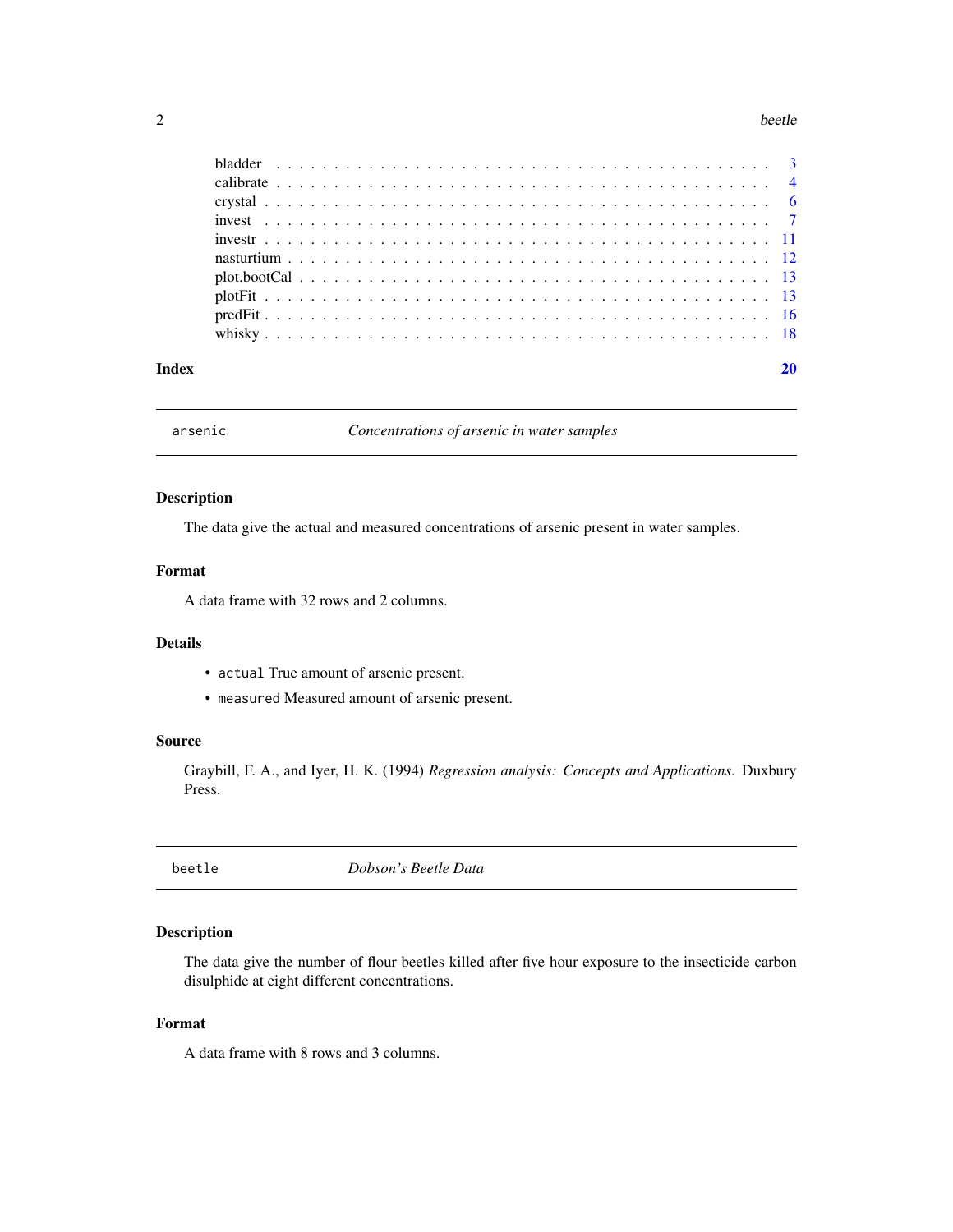| | |
|---|---|
| bladder | 3 |
| calibrate | 4 |
| crystal | 6 |
| invest | 7 |
| investr | 11 |
| nasturtium | 12 |
| plot.bootCal | 13 |
| plotFit | 13 |
| predFit | 16 |
| whisky | 18 |

**Index** **20**

---

## `arsenic` — *Concentrations of arsenic in water samples*

### Description

The data give the actual and measured concentrations of arsenic present in water samples.

### Format

A data frame with 32 rows and 2 columns.

### Details

- `actual` True amount of arsenic present.
- `measured` Measured amount of arsenic present.

### Source

Graybill, F. A., and Iyer, H. K. (1994) *Regression analysis: Concepts and Applications*. Duxbury Press.

---

## `beetle` — *Dobson's Beetle Data*

### Description

The data give the number of flour beetles killed after five hour exposure to the insecticide carbon disulphide at eight different concentrations.

### Format

A data frame with 8 rows and 3 columns.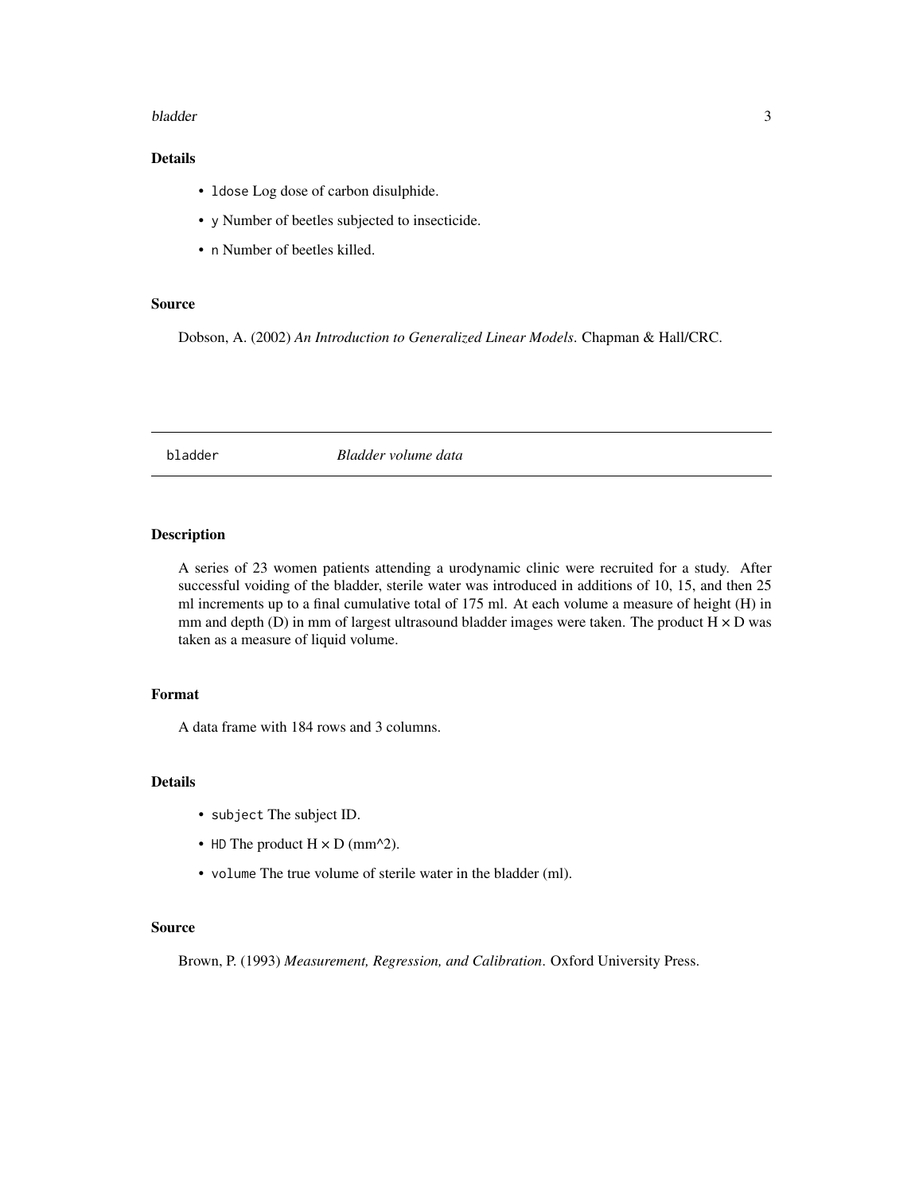### Details

- `ldose` Log dose of carbon disulphide.
- `y` Number of beetles subjected to insecticide.
- `n` Number of beetles killed.

### Source

Dobson, A. (2002) *An Introduction to Generalized Linear Models*. Chapman & Hall/CRC.

---

## bladder *Bladder volume data*

---

### Description

A series of 23 women patients attending a urodynamic clinic were recruited for a study. After successful voiding of the bladder, sterile water was introduced in additions of 10, 15, and then 25 ml increments up to a final cumulative total of 175 ml. At each volume a measure of height (H) in mm and depth (D) in mm of largest ultrasound bladder images were taken. The product H × D was taken as a measure of liquid volume.

### Format

A data frame with 184 rows and 3 columns.

### Details

- `subject` The subject ID.
- `HD` The product H × D (mm^2).
- `volume` The true volume of sterile water in the bladder (ml).

### Source

Brown, P. (1993) *Measurement, Regression, and Calibration*. Oxford University Press.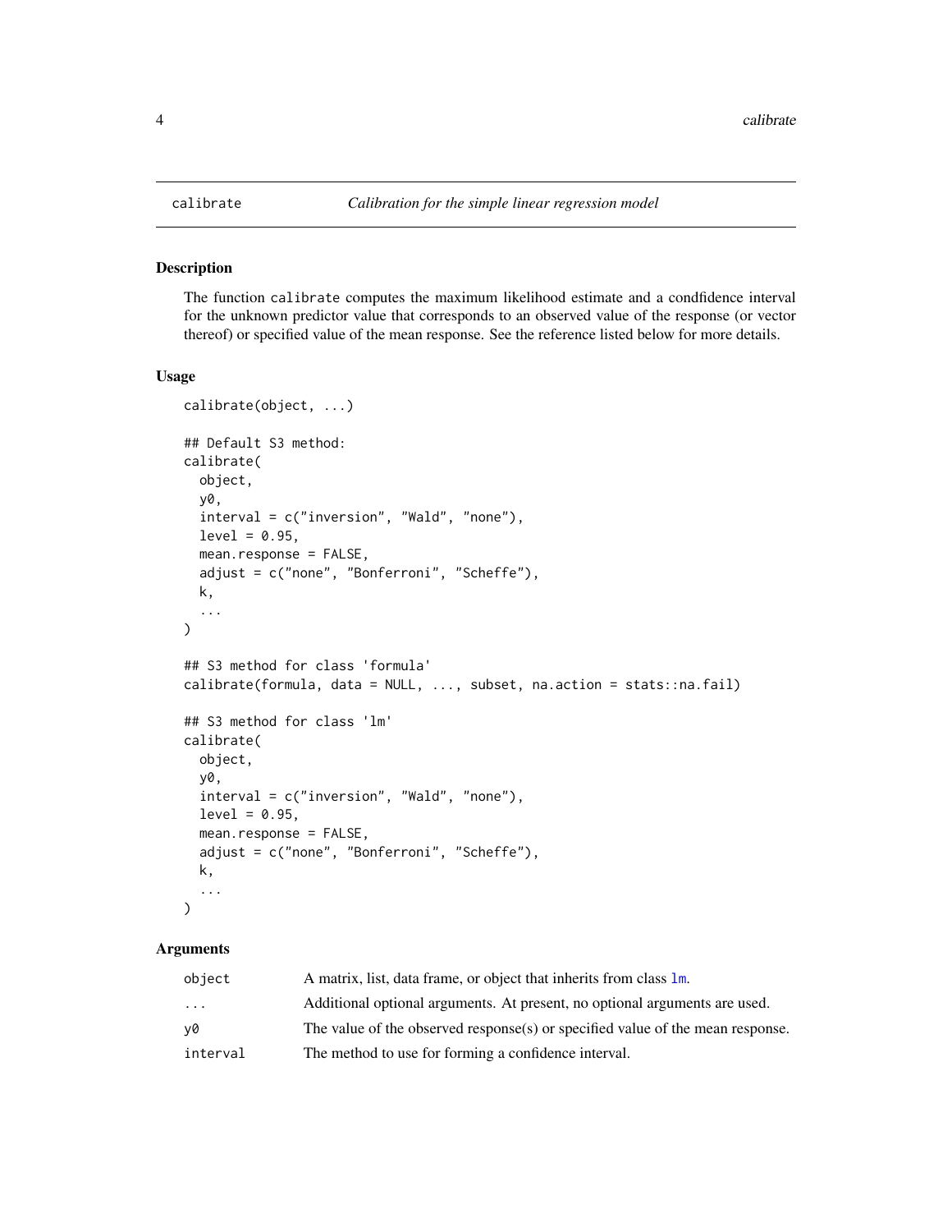# calibrate — *Calibration for the simple linear regression model*

## Description

The function `calibrate` computes the maximum likelihood estimate and a condfidence interval for the unknown predictor value that corresponds to an observed value of the response (or vector thereof) or specified value of the mean response. See the reference listed below for more details.

## Usage

```
calibrate(object, ...)

## Default S3 method:
calibrate(
  object,
  y0,
  interval = c("inversion", "Wald", "none"),
  level = 0.95,
  mean.response = FALSE,
  adjust = c("none", "Bonferroni", "Scheffe"),
  k,
  ...
)

## S3 method for class 'formula'
calibrate(formula, data = NULL, ..., subset, na.action = stats::na.fail)

## S3 method for class 'lm'
calibrate(
  object,
  y0,
  interval = c("inversion", "Wald", "none"),
  level = 0.95,
  mean.response = FALSE,
  adjust = c("none", "Bonferroni", "Scheffe"),
  k,
  ...
)
```

## Arguments

| | |
|---|---|
| `object` | A matrix, list, data frame, or object that inherits from class `lm`. |
| `...` | Additional optional arguments. At present, no optional arguments are used. |
| `y0` | The value of the observed response(s) or specified value of the mean response. |
| `interval` | The method to use for forming a confidence interval. |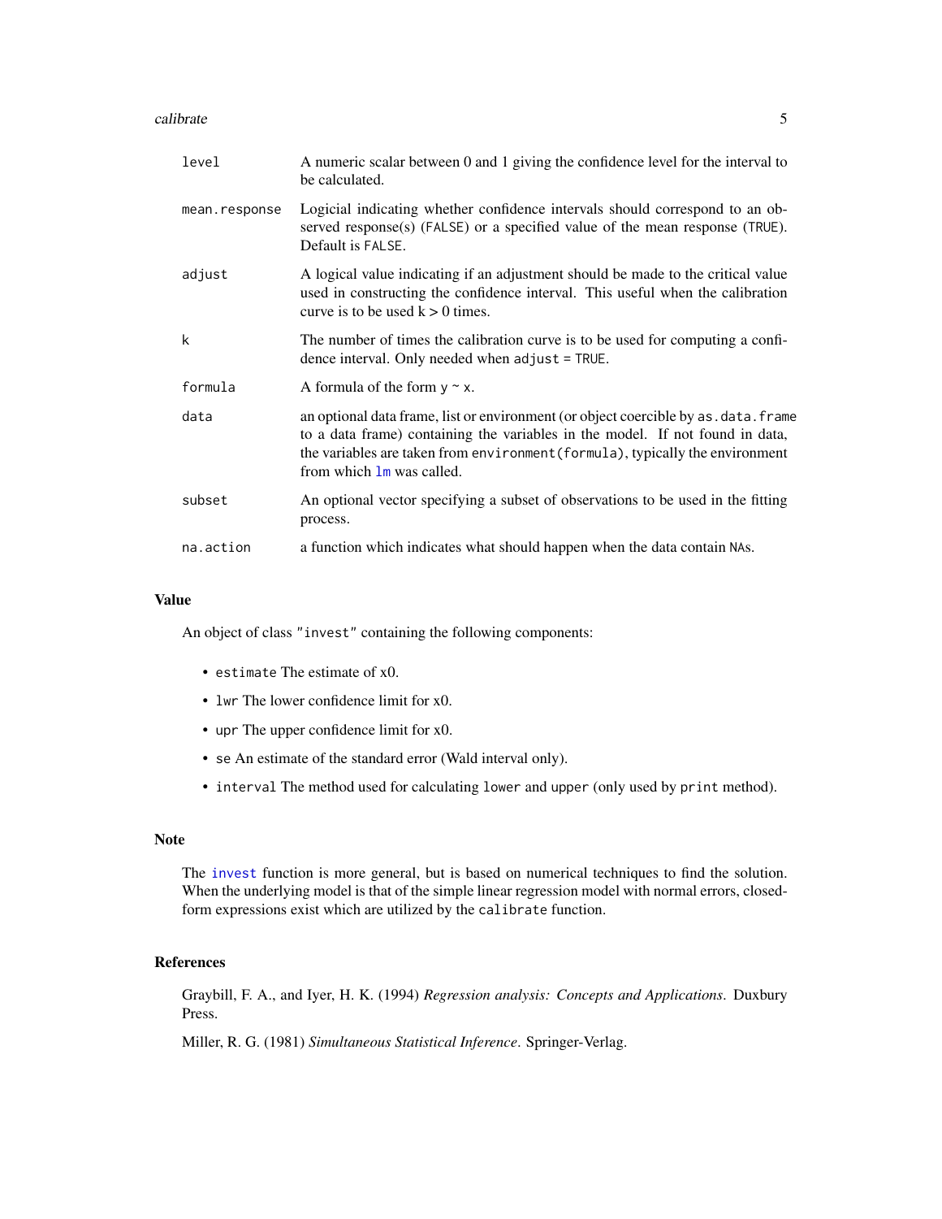| | |
|---|---|
| `level` | A numeric scalar between 0 and 1 giving the confidence level for the interval to be calculated. |
| `mean.response` | Logicial indicating whether confidence intervals should correspond to an observed response(s) (`FALSE`) or a specified value of the mean response (`TRUE`). Default is `FALSE`. |
| `adjust` | A logical value indicating if an adjustment should be made to the critical value used in constructing the confidence interval. This useful when the calibration curve is to be used k > 0 times. |
| `k` | The number of times the calibration curve is to be used for computing a confidence interval. Only needed when `adjust = TRUE`. |
| `formula` | A formula of the form `y ~ x`. |
| `data` | an optional data frame, list or environment (or object coercible by `as.data.frame` to a data frame) containing the variables in the model. If not found in data, the variables are taken from `environment(formula)`, typically the environment from which `lm` was called. |
| `subset` | An optional vector specifying a subset of observations to be used in the fitting process. |
| `na.action` | a function which indicates what should happen when the data contain `NA`s. |

## Value

An object of class `"invest"` containing the following components:

- `estimate` The estimate of x0.
- `lwr` The lower confidence limit for x0.
- `upr` The upper confidence limit for x0.
- `se` An estimate of the standard error (Wald interval only).
- `interval` The method used for calculating `lower` and `upper` (only used by `print` method).

## Note

The `invest` function is more general, but is based on numerical techniques to find the solution. When the underlying model is that of the simple linear regression model with normal errors, closed-form expressions exist which are utilized by the `calibrate` function.

## References

Graybill, F. A., and Iyer, H. K. (1994) *Regression analysis: Concepts and Applications*. Duxbury Press.

Miller, R. G. (1981) *Simultaneous Statistical Inference*. Springer-Verlag.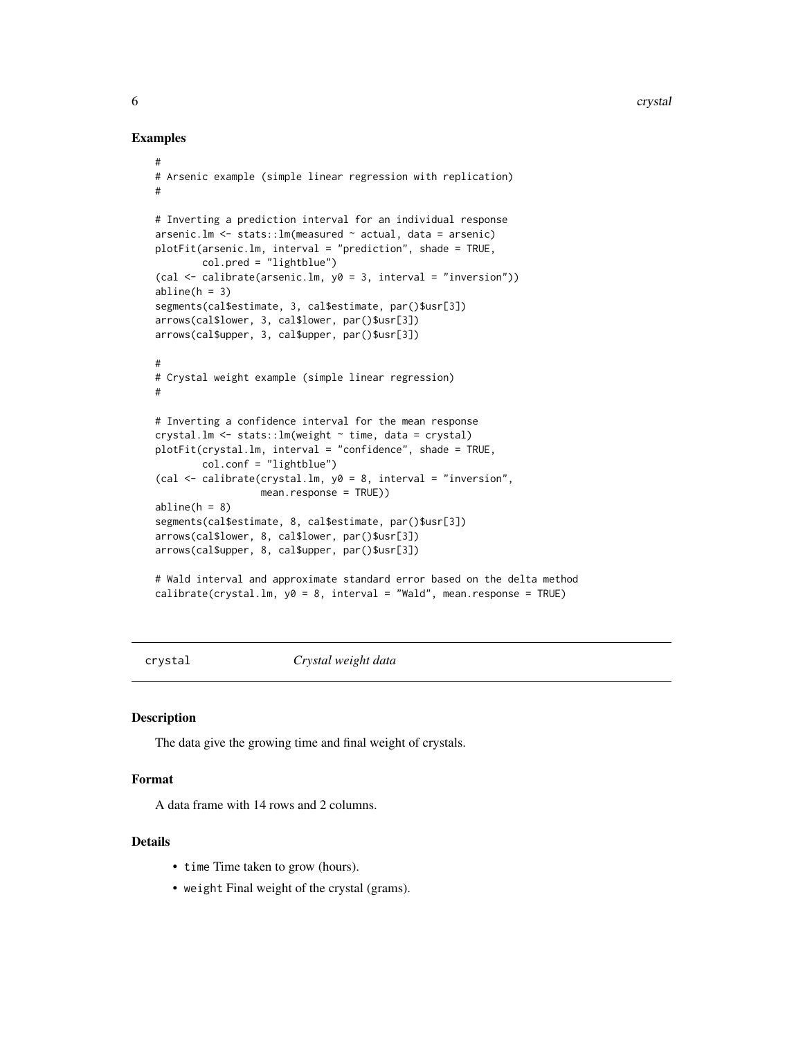## Examples

```
#
# Arsenic example (simple linear regression with replication)
#

# Inverting a prediction interval for an individual response
arsenic.lm <- stats::lm(measured ~ actual, data = arsenic)
plotFit(arsenic.lm, interval = "prediction", shade = TRUE,
        col.pred = "lightblue")
(cal <- calibrate(arsenic.lm, y0 = 3, interval = "inversion"))
abline(h = 3)
segments(cal$estimate, 3, cal$estimate, par()$usr[3])
arrows(cal$lower, 3, cal$lower, par()$usr[3])
arrows(cal$upper, 3, cal$upper, par()$usr[3])

#
# Crystal weight example (simple linear regression)
#

# Inverting a confidence interval for the mean response
crystal.lm <- stats::lm(weight ~ time, data = crystal)
plotFit(crystal.lm, interval = "confidence", shade = TRUE,
        col.conf = "lightblue")
(cal <- calibrate(crystal.lm, y0 = 8, interval = "inversion",
                  mean.response = TRUE))
abline(h = 8)
segments(cal$estimate, 8, cal$estimate, par()$usr[3])
arrows(cal$lower, 8, cal$lower, par()$usr[3])
arrows(cal$upper, 8, cal$upper, par()$usr[3])

# Wald interval and approximate standard error based on the delta method
calibrate(crystal.lm, y0 = 8, interval = "Wald", mean.response = TRUE)
```

---

# crystal — *Crystal weight data*

## Description

The data give the growing time and final weight of crystals.

## Format

A data frame with 14 rows and 2 columns.

## Details

- `time` Time taken to grow (hours).
- `weight` Final weight of the crystal (grams).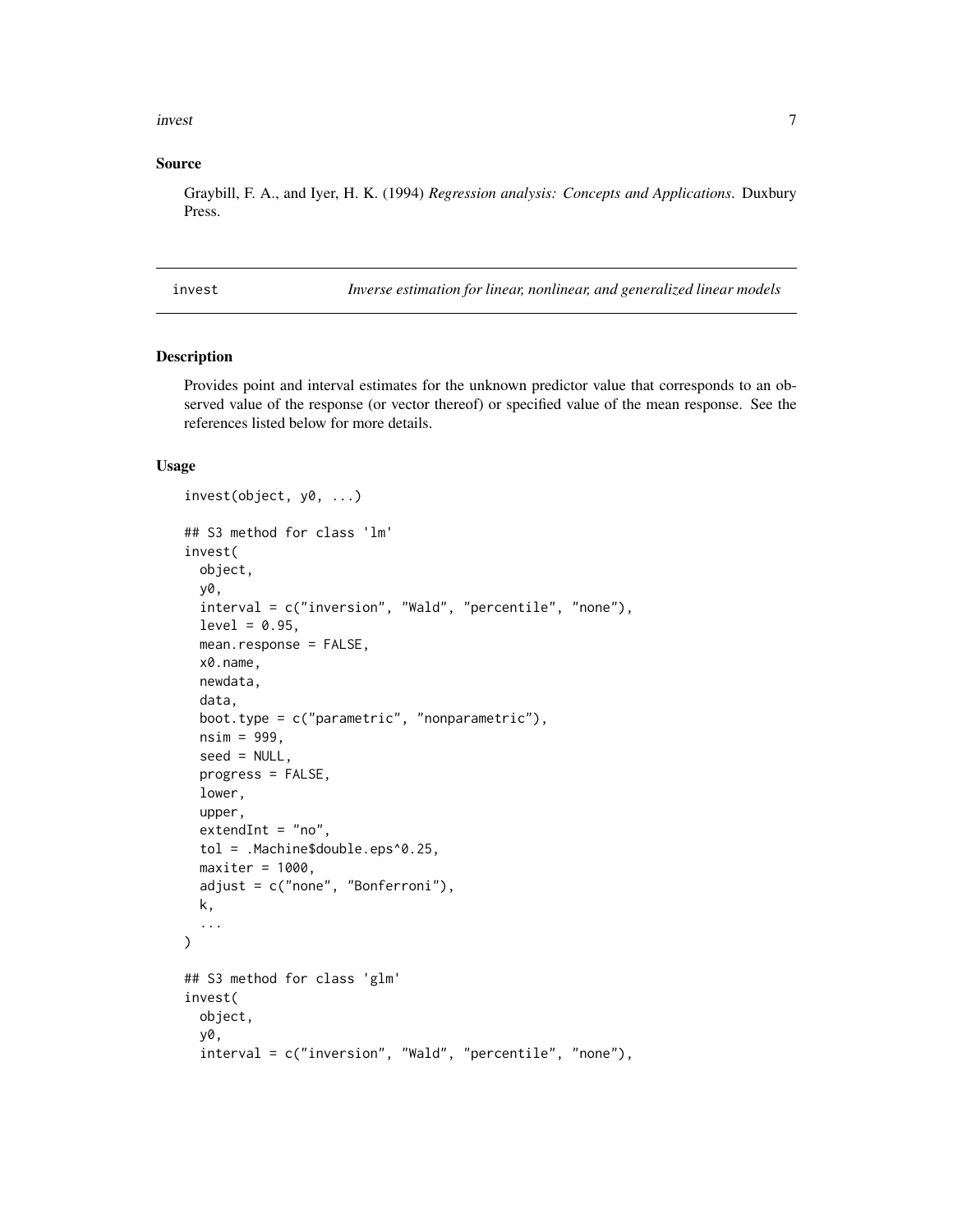## Source

Graybill, F. A., and Iyer, H. K. (1994) *Regression analysis: Concepts and Applications*. Duxbury Press.

---

invest *Inverse estimation for linear, nonlinear, and generalized linear models*

---

## Description

Provides point and interval estimates for the unknown predictor value that corresponds to an observed value of the response (or vector thereof) or specified value of the mean response. See the references listed below for more details.

## Usage

```
invest(object, y0, ...)

## S3 method for class 'lm'
invest(
  object,
  y0,
  interval = c("inversion", "Wald", "percentile", "none"),
  level = 0.95,
  mean.response = FALSE,
  x0.name,
  newdata,
  data,
  boot.type = c("parametric", "nonparametric"),
  nsim = 999,
  seed = NULL,
  progress = FALSE,
  lower,
  upper,
  extendInt = "no",
  tol = .Machine$double.eps^0.25,
  maxiter = 1000,
  adjust = c("none", "Bonferroni"),
  k,
  ...
)

## S3 method for class 'glm'
invest(
  object,
  y0,
  interval = c("inversion", "Wald", "percentile", "none"),
```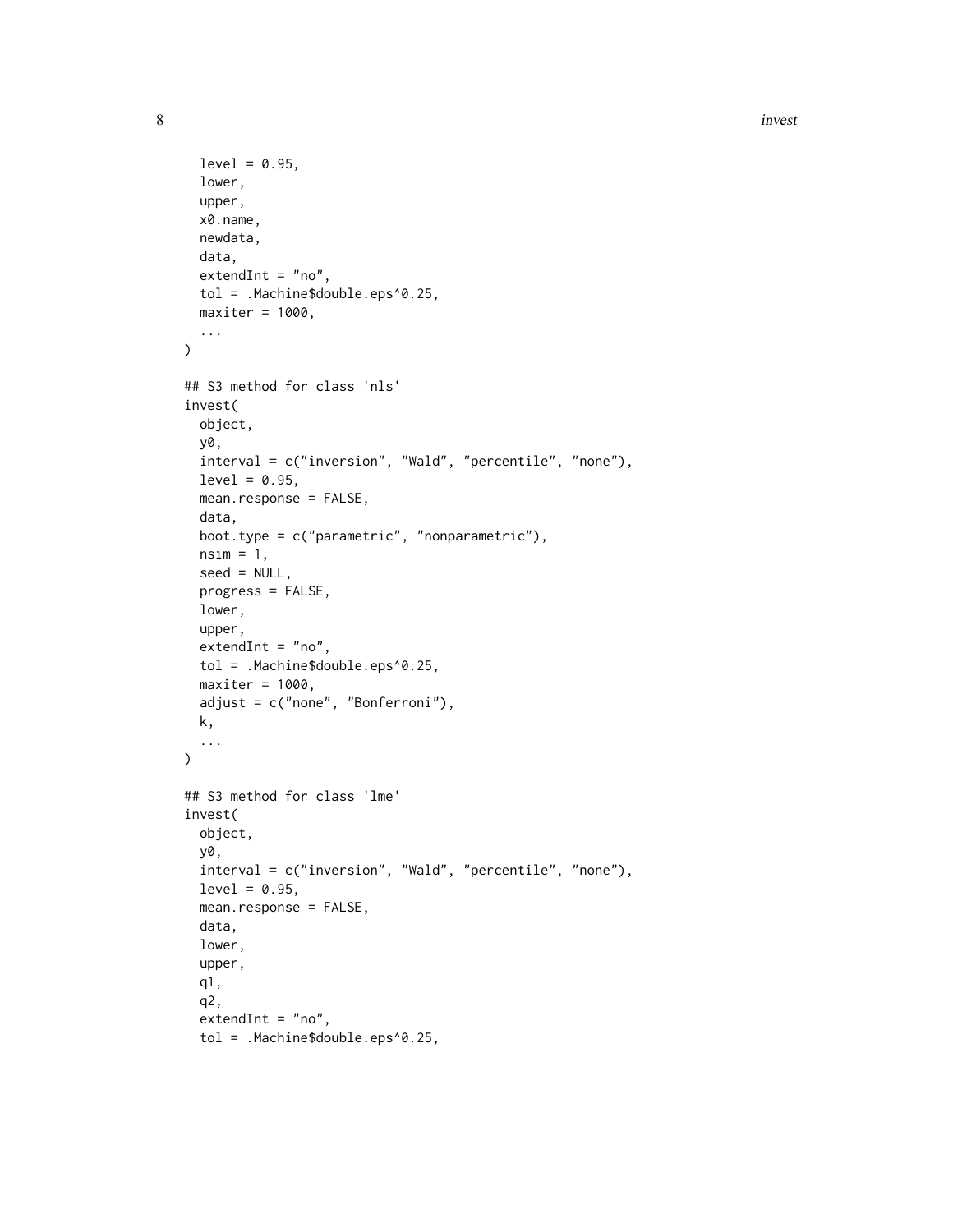```
  level = 0.95,
  lower,
  upper,
  x0.name,
  newdata,
  data,
  extendInt = "no",
  tol = .Machine$double.eps^0.25,
  maxiter = 1000,
  ...
)

## S3 method for class 'nls'
invest(
  object,
  y0,
  interval = c("inversion", "Wald", "percentile", "none"),
  level = 0.95,
  mean.response = FALSE,
  data,
  boot.type = c("parametric", "nonparametric"),
  nsim = 1,
  seed = NULL,
  progress = FALSE,
  lower,
  upper,
  extendInt = "no",
  tol = .Machine$double.eps^0.25,
  maxiter = 1000,
  adjust = c("none", "Bonferroni"),
  k,
  ...
)

## S3 method for class 'lme'
invest(
  object,
  y0,
  interval = c("inversion", "Wald", "percentile", "none"),
  level = 0.95,
  mean.response = FALSE,
  data,
  lower,
  upper,
  q1,
  q2,
  extendInt = "no",
  tol = .Machine$double.eps^0.25,
```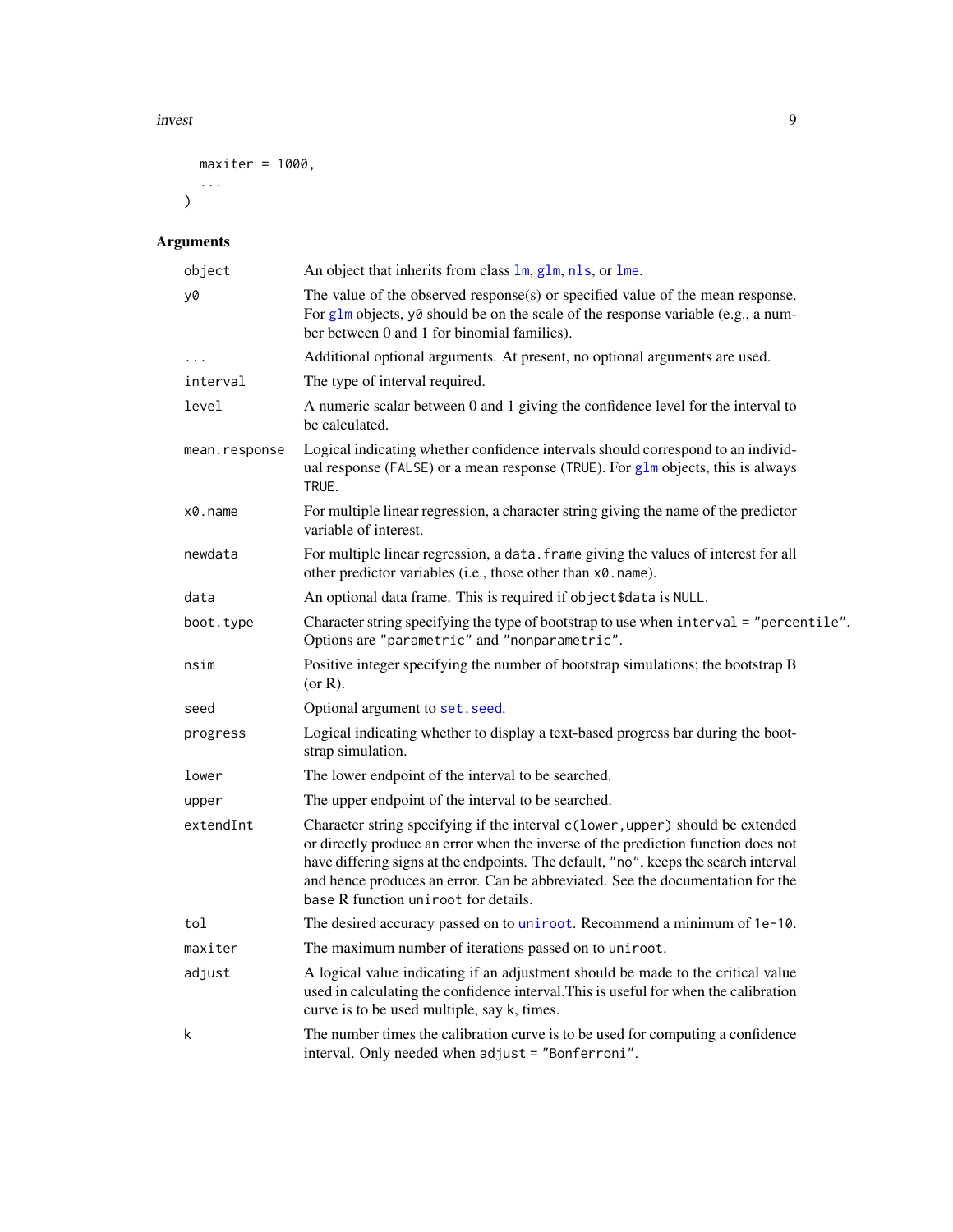```
  maxiter = 1000,
  ...
)
```

## Arguments

| | |
|---|---|
| `object` | An object that inherits from class `lm`, `glm`, `nls`, or `lme`. |
| `y0` | The value of the observed response(s) or specified value of the mean response. For `glm` objects, `y0` should be on the scale of the response variable (e.g., a number between 0 and 1 for binomial families). |
| `...` | Additional optional arguments. At present, no optional arguments are used. |
| `interval` | The type of interval required. |
| `level` | A numeric scalar between 0 and 1 giving the confidence level for the interval to be calculated. |
| `mean.response` | Logical indicating whether confidence intervals should correspond to an individual response (`FALSE`) or a mean response (`TRUE`). For `glm` objects, this is always `TRUE`. |
| `x0.name` | For multiple linear regression, a character string giving the name of the predictor variable of interest. |
| `newdata` | For multiple linear regression, a `data.frame` giving the values of interest for all other predictor variables (i.e., those other than `x0.name`). |
| `data` | An optional data frame. This is required if `object$data` is `NULL`. |
| `boot.type` | Character string specifying the type of bootstrap to use when `interval = "percentile"`. Options are `"parametric"` and `"nonparametric"`. |
| `nsim` | Positive integer specifying the number of bootstrap simulations; the bootstrap B (or R). |
| `seed` | Optional argument to `set.seed`. |
| `progress` | Logical indicating whether to display a text-based progress bar during the bootstrap simulation. |
| `lower` | The lower endpoint of the interval to be searched. |
| `upper` | The upper endpoint of the interval to be searched. |
| `extendInt` | Character string specifying if the interval `c(lower,upper)` should be extended or directly produce an error when the inverse of the prediction function does not have differing signs at the endpoints. The default, `"no"`, keeps the search interval and hence produces an error. Can be abbreviated. See the documentation for the base R function `uniroot` for details. |
| `tol` | The desired accuracy passed on to `uniroot`. Recommend a minimum of `1e-10`. |
| `maxiter` | The maximum number of iterations passed on to `uniroot`. |
| `adjust` | A logical value indicating if an adjustment should be made to the critical value used in calculating the confidence interval.This is useful for when the calibration curve is to be used multiple, say `k`, times. |
| `k` | The number times the calibration curve is to be used for computing a confidence interval. Only needed when `adjust = "Bonferroni"`. |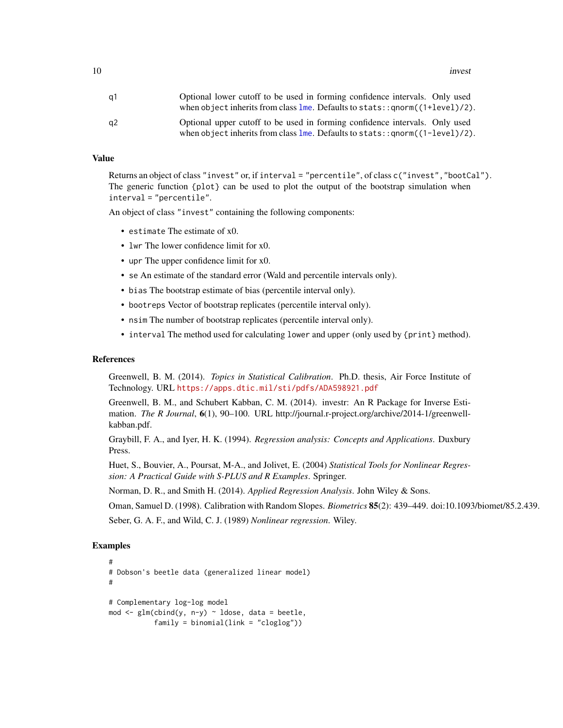q1 
: Optional lower cutoff to be used in forming confidence intervals. Only used when `object` inherits from class `lme`. Defaults to `stats::qnorm((1+level)/2)`.

q2 
: Optional upper cutoff to be used in forming confidence intervals. Only used when `object` inherits from class `lme`. Defaults to `stats::qnorm((1-level)/2)`.

## Value

Returns an object of class `"invest"` or, if `interval = "percentile"`, of class `c("invest", "bootCal")`. The generic function `{plot}` can be used to plot the output of the bootstrap simulation when `interval = "percentile"`.

An object of class `"invest"` containing the following components:

- `estimate` The estimate of x0.
- `lwr` The lower confidence limit for x0.
- `upr` The upper confidence limit for x0.
- `se` An estimate of the standard error (Wald and percentile intervals only).
- `bias` The bootstrap estimate of bias (percentile interval only).
- `bootreps` Vector of bootstrap replicates (percentile interval only).
- `nsim` The number of bootstrap replicates (percentile interval only).
- `interval` The method used for calculating `lower` and `upper` (only used by `{print}` method).

## References

Greenwell, B. M. (2014). *Topics in Statistical Calibration*. Ph.D. thesis, Air Force Institute of Technology. URL https://apps.dtic.mil/sti/pdfs/ADA598921.pdf

Greenwell, B. M., and Schubert Kabban, C. M. (2014). investr: An R Package for Inverse Estimation. *The R Journal*, **6**(1), 90–100. URL http://journal.r-project.org/archive/2014-1/greenwell-kabban.pdf.

Graybill, F. A., and Iyer, H. K. (1994). *Regression analysis: Concepts and Applications*. Duxbury Press.

Huet, S., Bouvier, A., Poursat, M-A., and Jolivet, E. (2004) *Statistical Tools for Nonlinear Regression: A Practical Guide with S-PLUS and R Examples*. Springer.

Norman, D. R., and Smith H. (2014). *Applied Regression Analysis*. John Wiley & Sons.

Oman, Samuel D. (1998). Calibration with Random Slopes. *Biometrics* **85**(2): 439–449. doi:10.1093/biomet/85.2.439.

Seber, G. A. F., and Wild, C. J. (1989) *Nonlinear regression*. Wiley.

## Examples

```
#
# Dobson's beetle data (generalized linear model)
#

# Complementary log-log model
mod <- glm(cbind(y, n-y) ~ ldose, data = beetle,
           family = binomial(link = "cloglog"))
```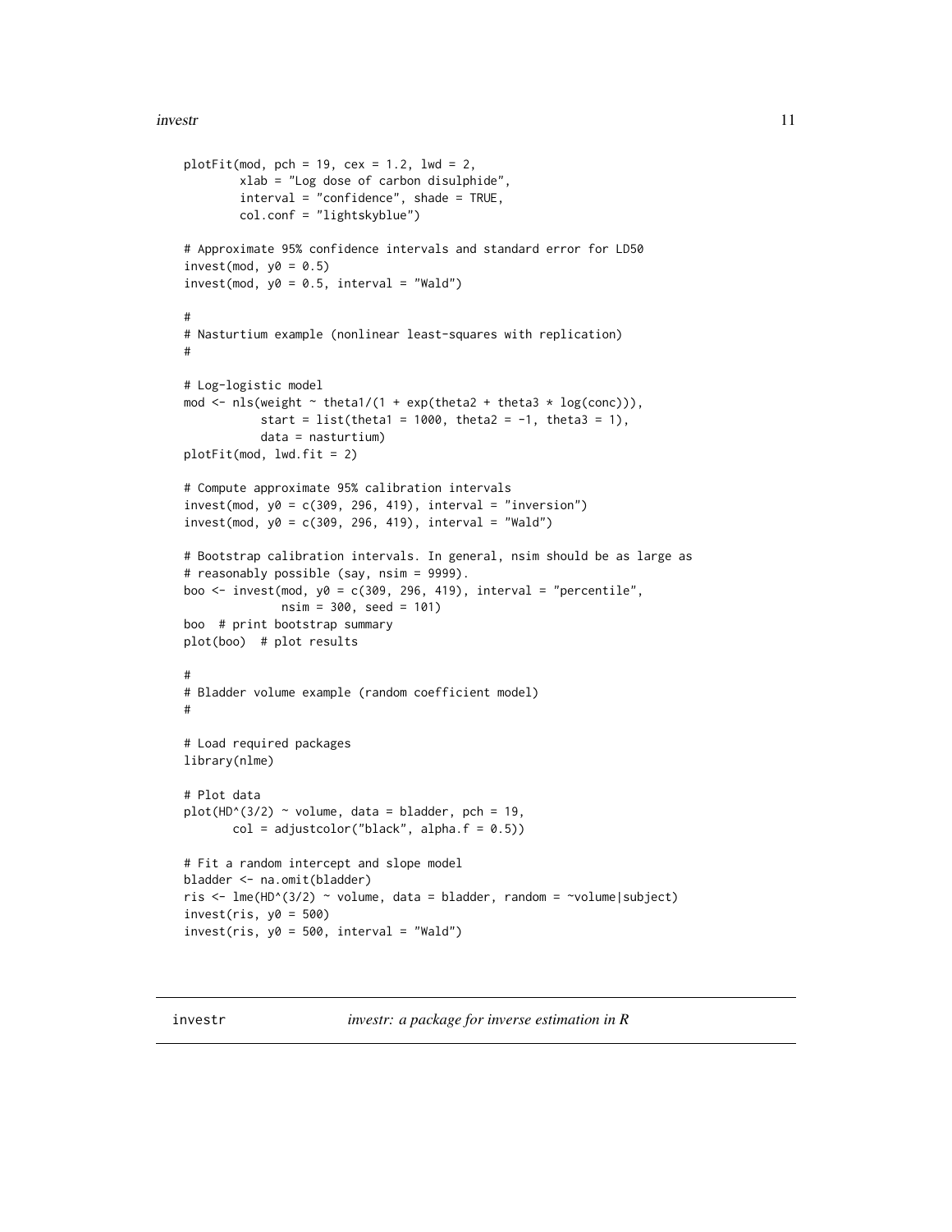```
plotFit(mod, pch = 19, cex = 1.2, lwd = 2,
        xlab = "Log dose of carbon disulphide",
        interval = "confidence", shade = TRUE,
        col.conf = "lightskyblue")

# Approximate 95% confidence intervals and standard error for LD50
invest(mod, y0 = 0.5)
invest(mod, y0 = 0.5, interval = "Wald")

#
# Nasturtium example (nonlinear least-squares with replication)
#

# Log-logistic model
mod <- nls(weight ~ theta1/(1 + exp(theta2 + theta3 * log(conc))),
           start = list(theta1 = 1000, theta2 = -1, theta3 = 1),
           data = nasturtium)
plotFit(mod, lwd.fit = 2)

# Compute approximate 95% calibration intervals
invest(mod, y0 = c(309, 296, 419), interval = "inversion")
invest(mod, y0 = c(309, 296, 419), interval = "Wald")

# Bootstrap calibration intervals. In general, nsim should be as large as
# reasonably possible (say, nsim = 9999).
boo <- invest(mod, y0 = c(309, 296, 419), interval = "percentile",
              nsim = 300, seed = 101)
boo  # print bootstrap summary
plot(boo)  # plot results

#
# Bladder volume example (random coefficient model)
#

# Load required packages
library(nlme)

# Plot data
plot(HD^(3/2) ~ volume, data = bladder, pch = 19,
       col = adjustcolor("black", alpha.f = 0.5))

# Fit a random intercept and slope model
bladder <- na.omit(bladder)
ris <- lme(HD^(3/2) ~ volume, data = bladder, random = ~volume|subject)
invest(ris, y0 = 500)
invest(ris, y0 = 500, interval = "Wald")
```

## investr    *investr: a package for inverse estimation in R*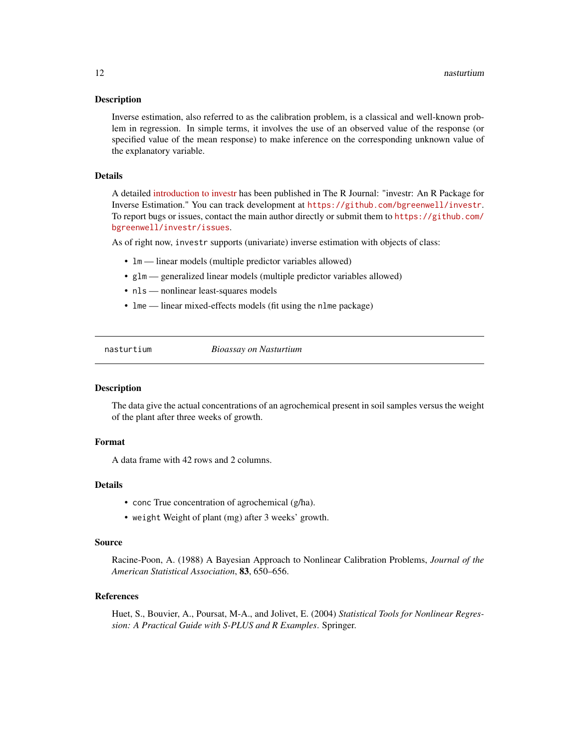### Description

Inverse estimation, also referred to as the calibration problem, is a classical and well-known problem in regression. In simple terms, it involves the use of an observed value of the response (or specified value of the mean response) to make inference on the corresponding unknown value of the explanatory variable.

### Details

A detailed introduction to investr has been published in The R Journal: "investr: An R Package for Inverse Estimation." You can track development at https://github.com/bgreenwell/investr. To report bugs or issues, contact the main author directly or submit them to https://github.com/bgreenwell/investr/issues.

As of right now, `investr` supports (univariate) inverse estimation with objects of class:

- `lm` — linear models (multiple predictor variables allowed)
- `glm` — generalized linear models (multiple predictor variables allowed)
- `nls` — nonlinear least-squares models
- `lme` — linear mixed-effects models (fit using the `nlme` package)

---

## nasturtium — *Bioassay on Nasturtium*

### Description

The data give the actual concentrations of an agrochemical present in soil samples versus the weight of the plant after three weeks of growth.

### Format

A data frame with 42 rows and 2 columns.

### Details

- `conc` True concentration of agrochemical (g/ha).
- `weight` Weight of plant (mg) after 3 weeks' growth.

### Source

Racine-Poon, A. (1988) A Bayesian Approach to Nonlinear Calibration Problems, *Journal of the American Statistical Association*, **83**, 650–656.

### References

Huet, S., Bouvier, A., Poursat, M-A., and Jolivet, E. (2004) *Statistical Tools for Nonlinear Regression: A Practical Guide with S-PLUS and R Examples*. Springer.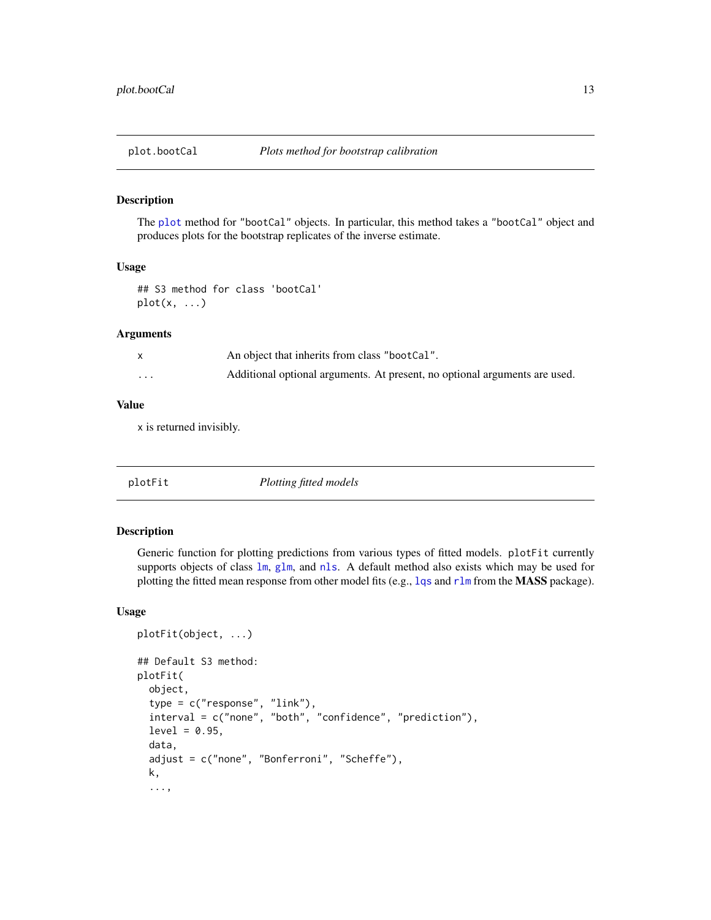## plot.bootCal — *Plots method for bootstrap calibration*

### Description

The `plot` method for `"bootCal"` objects. In particular, this method takes a `"bootCal"` object and produces plots for the bootstrap replicates of the inverse estimate.

### Usage

```
## S3 method for class 'bootCal'
plot(x, ...)
```

### Arguments

| | |
|---|---|
| `x` | An object that inherits from class `"bootCal"`. |
| `...` | Additional optional arguments. At present, no optional arguments are used. |

### Value

`x` is returned invisibly.

## plotFit — *Plotting fitted models*

### Description

Generic function for plotting predictions from various types of fitted models. `plotFit` currently supports objects of class `lm`, `glm`, and `nls`. A default method also exists which may be used for plotting the fitted mean response from other model fits (e.g., `lqs` and `rlm` from the **MASS** package).

### Usage

```
plotFit(object, ...)

## Default S3 method:
plotFit(
  object,
  type = c("response", "link"),
  interval = c("none", "both", "confidence", "prediction"),
  level = 0.95,
  data,
  adjust = c("none", "Bonferroni", "Scheffe"),
  k,
  ...,
```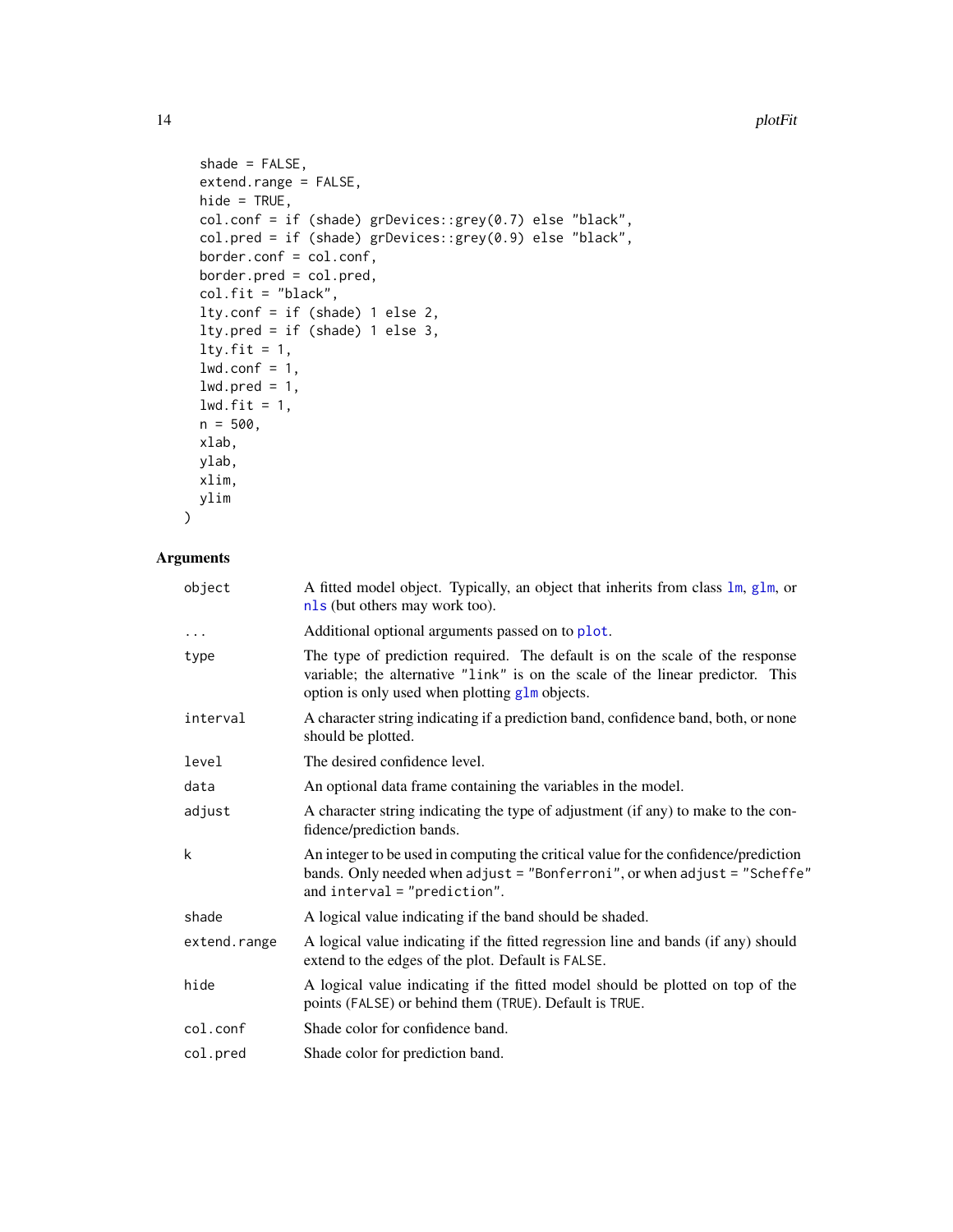```
  shade = FALSE,
  extend.range = FALSE,
  hide = TRUE,
  col.conf = if (shade) grDevices::grey(0.7) else "black",
  col.pred = if (shade) grDevices::grey(0.9) else "black",
  border.conf = col.conf,
  border.pred = col.pred,
  col.fit = "black",
  lty.conf = if (shade) 1 else 2,
  lty.pred = if (shade) 1 else 3,
  lty.fit = 1,
  lwd.conf = 1,
  lwd.pred = 1,
  lwd.fit = 1,
  n = 500,
  xlab,
  ylab,
  xlim,
  ylim
)
```

## Arguments

| | |
|---|---|
| `object` | A fitted model object. Typically, an object that inherits from class `lm`, `glm`, or `nls` (but others may work too). |
| `...` | Additional optional arguments passed on to `plot`. |
| `type` | The type of prediction required. The default is on the scale of the response variable; the alternative `"link"` is on the scale of the linear predictor. This option is only used when plotting `glm` objects. |
| `interval` | A character string indicating if a prediction band, confidence band, both, or none should be plotted. |
| `level` | The desired confidence level. |
| `data` | An optional data frame containing the variables in the model. |
| `adjust` | A character string indicating the type of adjustment (if any) to make to the confidence/prediction bands. |
| `k` | An integer to be used in computing the critical value for the confidence/prediction bands. Only needed when `adjust = "Bonferroni"`, or when `adjust = "Scheffe"` and `interval = "prediction"`. |
| `shade` | A logical value indicating if the band should be shaded. |
| `extend.range` | A logical value indicating if the fitted regression line and bands (if any) should extend to the edges of the plot. Default is `FALSE`. |
| `hide` | A logical value indicating if the fitted model should be plotted on top of the points (`FALSE`) or behind them (`TRUE`). Default is `TRUE`. |
| `col.conf` | Shade color for confidence band. |
| `col.pred` | Shade color for prediction band. |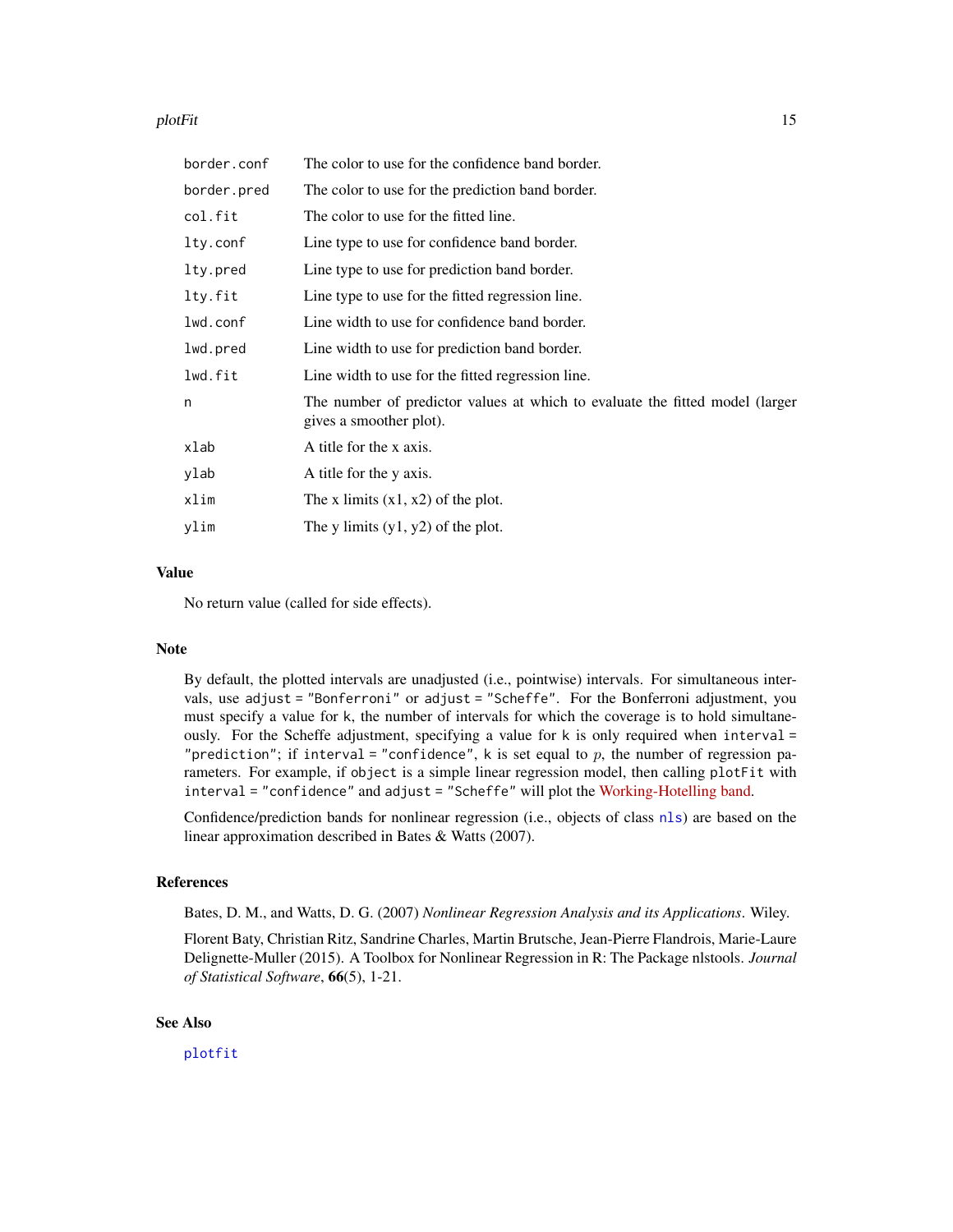| | |
|---|---|
| `border.conf` | The color to use for the confidence band border. |
| `border.pred` | The color to use for the prediction band border. |
| `col.fit` | The color to use for the fitted line. |
| `lty.conf` | Line type to use for confidence band border. |
| `lty.pred` | Line type to use for prediction band border. |
| `lty.fit` | Line type to use for the fitted regression line. |
| `lwd.conf` | Line width to use for confidence band border. |
| `lwd.pred` | Line width to use for prediction band border. |
| `lwd.fit` | Line width to use for the fitted regression line. |
| `n` | The number of predictor values at which to evaluate the fitted model (larger gives a smoother plot). |
| `xlab` | A title for the x axis. |
| `ylab` | A title for the y axis. |
| `xlim` | The x limits (x1, x2) of the plot. |
| `ylim` | The y limits (y1, y2) of the plot. |

### Value

No return value (called for side effects).

### Note

By default, the plotted intervals are unadjusted (i.e., pointwise) intervals. For simultaneous intervals, use `adjust = "Bonferroni"` or `adjust = "Scheffe"`. For the Bonferroni adjustment, you must specify a value for `k`, the number of intervals for which the coverage is to hold simultaneously. For the Scheffe adjustment, specifying a value for `k` is only required when `interval = "prediction"`; if `interval = "confidence"`, `k` is set equal to $p$, the number of regression parameters. For example, if `object` is a simple linear regression model, then calling `plotFit` with `interval = "confidence"` and `adjust = "Scheffe"` will plot the Working-Hotelling band.

Confidence/prediction bands for nonlinear regression (i.e., objects of class `nls`) are based on the linear approximation described in Bates & Watts (2007).

### References

Bates, D. M., and Watts, D. G. (2007) *Nonlinear Regression Analysis and its Applications*. Wiley.

Florent Baty, Christian Ritz, Sandrine Charles, Martin Brutsche, Jean-Pierre Flandrois, Marie-Laure Delignette-Muller (2015). A Toolbox for Nonlinear Regression in R: The Package nlstools. *Journal of Statistical Software*, **66**(5), 1-21.

### See Also

`plotfit`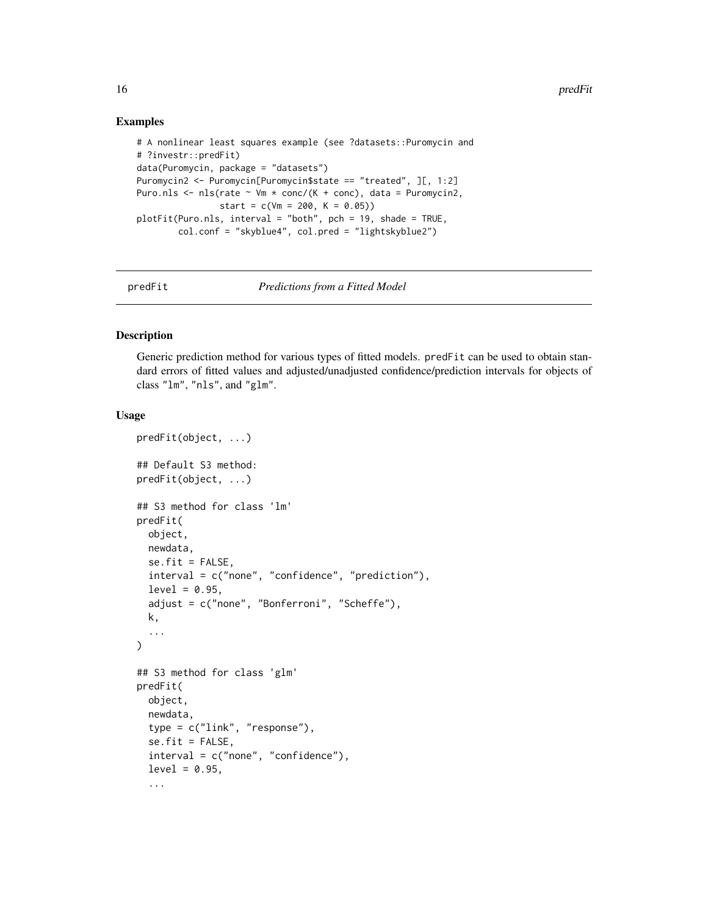### Examples

```
# A nonlinear least squares example (see ?datasets::Puromycin and
# ?investr::predFit)
data(Puromycin, package = "datasets")
Puromycin2 <- Puromycin[Puromycin$state == "treated", ][, 1:2]
Puro.nls <- nls(rate ~ Vm * conc/(K + conc), data = Puromycin2,
                start = c(Vm = 200, K = 0.05))
plotFit(Puro.nls, interval = "both", pch = 19, shade = TRUE,
        col.conf = "skyblue4", col.pred = "lightskyblue2")
```

---

## predFit — *Predictions from a Fitted Model*

### Description

Generic prediction method for various types of fitted models. `predFit` can be used to obtain standard errors of fitted values and adjusted/unadjusted confidence/prediction intervals for objects of class "lm", "nls", and "glm".

### Usage

```
predFit(object, ...)

## Default S3 method:
predFit(object, ...)

## S3 method for class 'lm'
predFit(
  object,
  newdata,
  se.fit = FALSE,
  interval = c("none", "confidence", "prediction"),
  level = 0.95,
  adjust = c("none", "Bonferroni", "Scheffe"),
  k,
  ...
)

## S3 method for class 'glm'
predFit(
  object,
  newdata,
  type = c("link", "response"),
  se.fit = FALSE,
  interval = c("none", "confidence"),
  level = 0.95,
  ...
```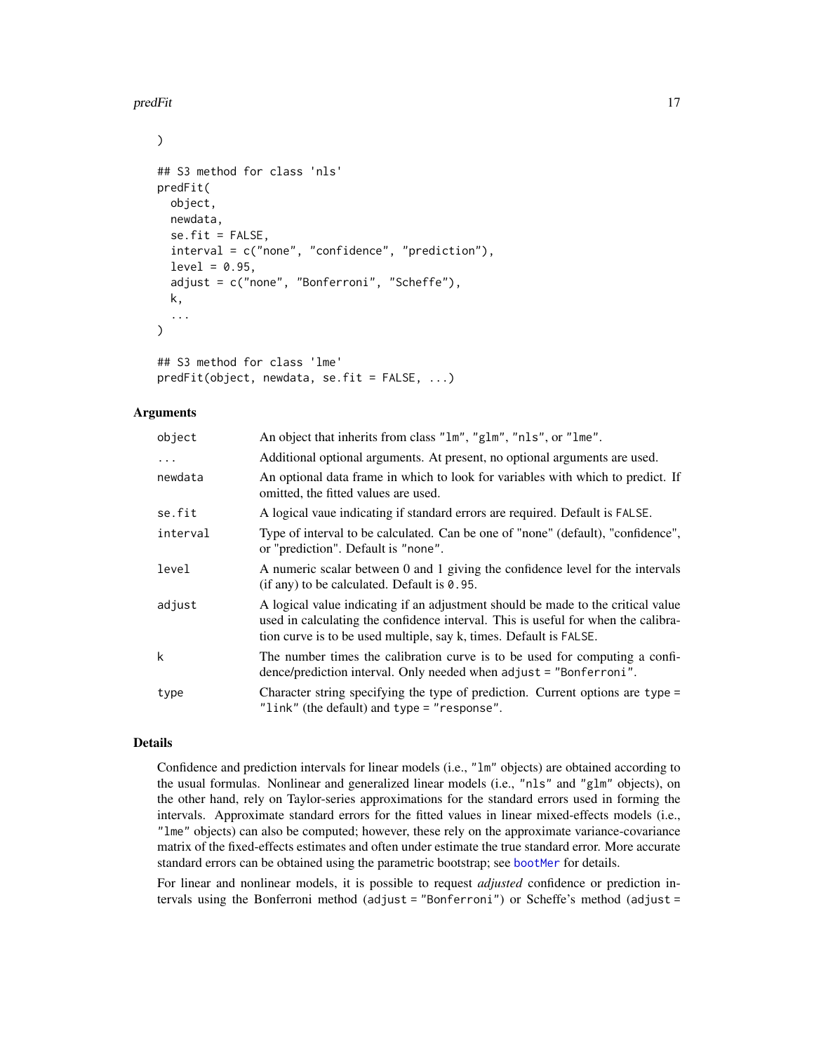```
)

## S3 method for class 'nls'
predFit(
  object,
  newdata,
  se.fit = FALSE,
  interval = c("none", "confidence", "prediction"),
  level = 0.95,
  adjust = c("none", "Bonferroni", "Scheffe"),
  k,
  ...
)

## S3 method for class 'lme'
predFit(object, newdata, se.fit = FALSE, ...)
```

### Arguments

| | |
|---|---|
| `object` | An object that inherits from class "lm", "glm", "nls", or "lme". |
| `...` | Additional optional arguments. At present, no optional arguments are used. |
| `newdata` | An optional data frame in which to look for variables with which to predict. If omitted, the fitted values are used. |
| `se.fit` | A logical vaue indicating if standard errors are required. Default is `FALSE`. |
| `interval` | Type of interval to be calculated. Can be one of "none" (default), "confidence", or "prediction". Default is "none". |
| `level` | A numeric scalar between 0 and 1 giving the confidence level for the intervals (if any) to be calculated. Default is `0.95`. |
| `adjust` | A logical value indicating if an adjustment should be made to the critical value used in calculating the confidence interval. This is useful for when the calibration curve is to be used multiple, say k, times. Default is `FALSE`. |
| `k` | The number times the calibration curve is to be used for computing a confidence/prediction interval. Only needed when `adjust = "Bonferroni"`. |
| `type` | Character string specifying the type of prediction. Current options are `type = "link"` (the default) and `type = "response"`. |

### Details

Confidence and prediction intervals for linear models (i.e., "lm" objects) are obtained according to the usual formulas. Nonlinear and generalized linear models (i.e., "nls" and "glm" objects), on the other hand, rely on Taylor-series approximations for the standard errors used in forming the intervals. Approximate standard errors for the fitted values in linear mixed-effects models (i.e., "lme" objects) can also be computed; however, these rely on the approximate variance-covariance matrix of the fixed-effects estimates and often under estimate the true standard error. More accurate standard errors can be obtained using the parametric bootstrap; see `bootMer` for details.

For linear and nonlinear models, it is possible to request *adjusted* confidence or prediction intervals using the Bonferroni method (`adjust = "Bonferroni"`) or Scheffe's method (`adjust =`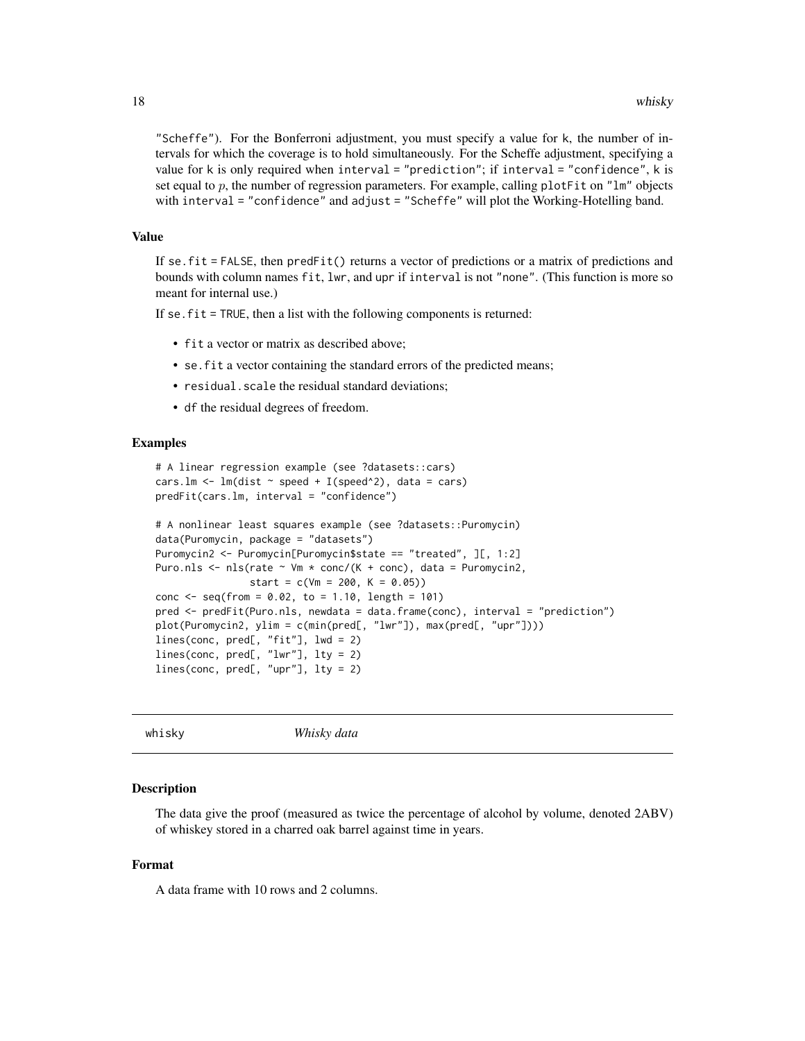"Scheffe"). For the Bonferroni adjustment, you must specify a value for k, the number of intervals for which the coverage is to hold simultaneously. For the Scheffe adjustment, specifying a value for k is only required when interval = "prediction"; if interval = "confidence", k is set equal to $p$, the number of regression parameters. For example, calling plotFit on "lm" objects with interval = "confidence" and adjust = "Scheffe" will plot the Working-Hotelling band.

### Value

If se.fit = FALSE, then predFit() returns a vector of predictions or a matrix of predictions and bounds with column names fit, lwr, and upr if interval is not "none". (This function is more so meant for internal use.)

If se.fit = TRUE, then a list with the following components is returned:

- fit a vector or matrix as described above;
- se.fit a vector containing the standard errors of the predicted means;
- residual.scale the residual standard deviations;
- df the residual degrees of freedom.

### Examples

```
# A linear regression example (see ?datasets::cars)
cars.lm <- lm(dist ~ speed + I(speed^2), data = cars)
predFit(cars.lm, interval = "confidence")

# A nonlinear least squares example (see ?datasets::Puromycin)
data(Puromycin, package = "datasets")
Puromycin2 <- Puromycin[Puromycin$state == "treated", ][, 1:2]
Puro.nls <- nls(rate ~ Vm * conc/(K + conc), data = Puromycin2,
                start = c(Vm = 200, K = 0.05))
conc <- seq(from = 0.02, to = 1.10, length = 101)
pred <- predFit(Puro.nls, newdata = data.frame(conc), interval = "prediction")
plot(Puromycin2, ylim = c(min(pred[, "lwr"]), max(pred[, "upr"])))
lines(conc, pred[, "fit"], lwd = 2)
lines(conc, pred[, "lwr"], lty = 2)
lines(conc, pred[, "upr"], lty = 2)
```

---

## whisky *Whisky data*

### Description

The data give the proof (measured as twice the percentage of alcohol by volume, denoted 2ABV) of whiskey stored in a charred oak barrel against time in years.

### Format

A data frame with 10 rows and 2 columns.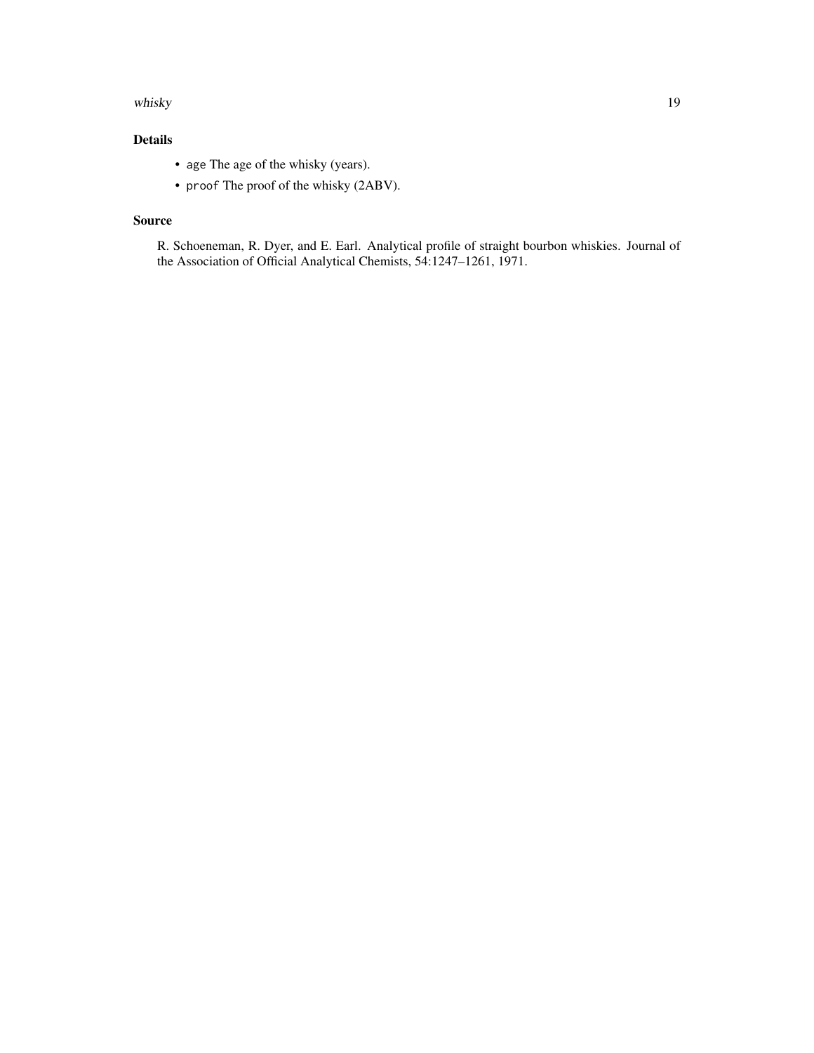## Details

- `age` The age of the whisky (years).
- `proof` The proof of the whisky (2ABV).

## Source

R. Schoeneman, R. Dyer, and E. Earl. Analytical profile of straight bourbon whiskies. Journal of the Association of Official Analytical Chemists, 54:1247–1261, 1971.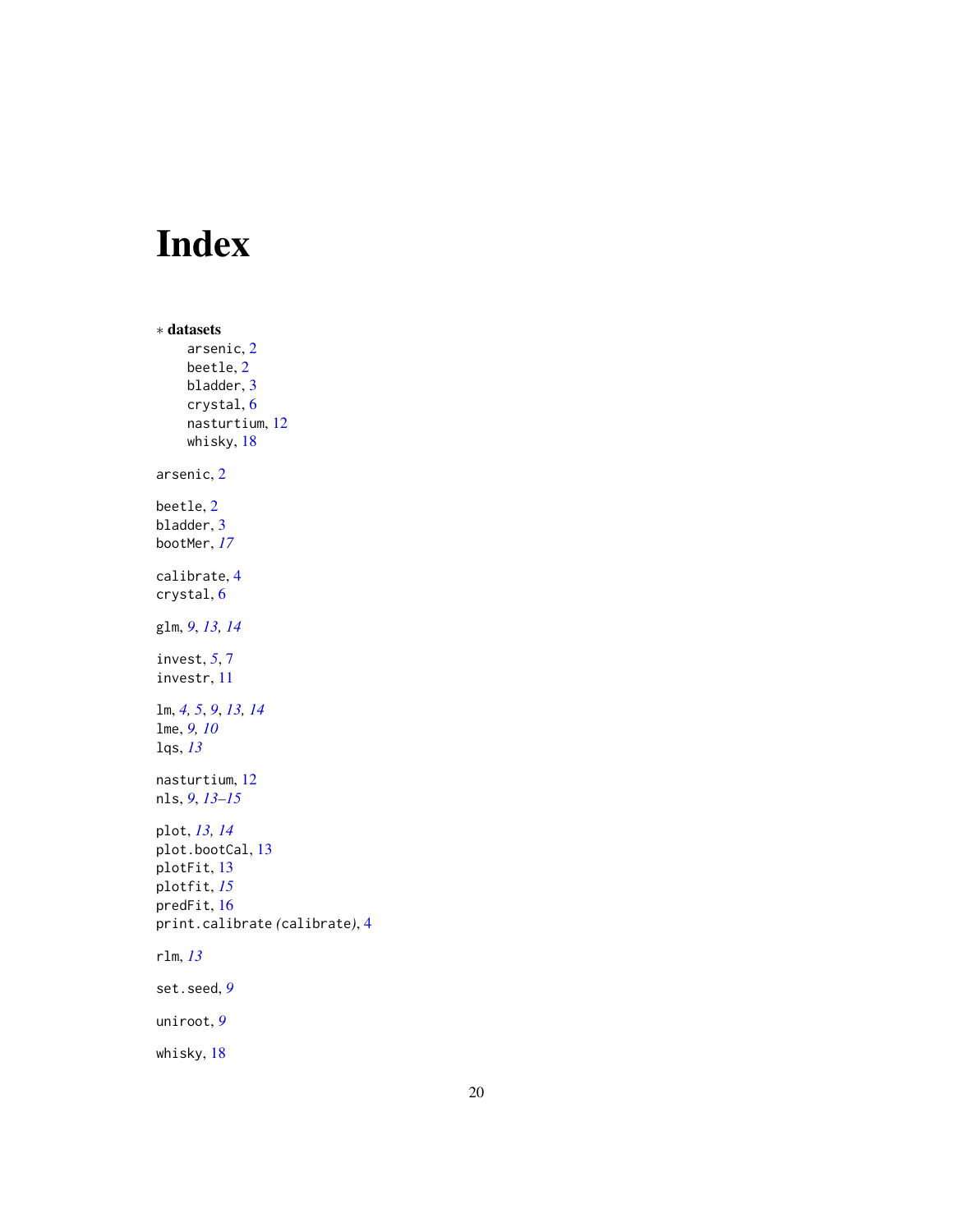# Index

∗ **datasets**
  arsenic, 2
  beetle, 2
  bladder, 3
  crystal, 6
  nasturtium, 12
  whisky, 18

arsenic, 2

beetle, 2
bladder, 3
bootMer, *17*

calibrate, 4
crystal, 6

glm, *9*, *13, 14*

invest, *5*, 7
investr, 11

lm, *4, 5*, *9*, *13, 14*
lme, *9, 10*
lqs, *13*

nasturtium, 12
nls, *9*, *13–15*

plot, *13, 14*
plot.bootCal, 13
plotFit, 13
plotfit, *15*
predFit, 16
print.calibrate *(*calibrate*)*, 4

rlm, *13*

set.seed, *9*

uniroot, *9*

whisky, 18